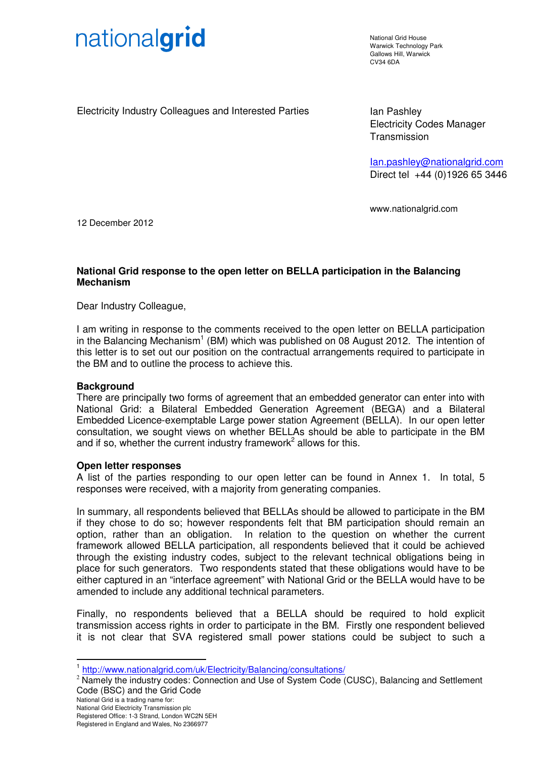nationalgrid

National Grid House
Warwick Technology Park
Gallows Hill, Warwick
CV34 6DA

Electricity Industry Colleagues and Interested Parties

Ian Pashley
Electricity Codes Manager
Transmission

Ian.pashley@nationalgrid.com
Direct tel +44 (0)1926 65 3446

www.nationalgrid.com

12 December 2012

**National Grid response to the open letter on BELLA participation in the Balancing Mechanism**

Dear Industry Colleague,

I am writing in response to the comments received to the open letter on BELLA participation in the Balancing Mechanism[1] (BM) which was published on 08 August 2012. The intention of this letter is to set out our position on the contractual arrangements required to participate in the BM and to outline the process to achieve this.

**Background**

There are principally two forms of agreement that an embedded generator can enter into with National Grid: a Bilateral Embedded Generation Agreement (BEGA) and a Bilateral Embedded Licence-exemptable Large power station Agreement (BELLA). In our open letter consultation, we sought views on whether BELLAs should be able to participate in the BM and if so, whether the current industry framework[2] allows for this.

**Open letter responses**

A list of the parties responding to our open letter can be found in Annex 1. In total, 5 responses were received, with a majority from generating companies.

In summary, all respondents believed that BELLAs should be allowed to participate in the BM if they chose to do so; however respondents felt that BM participation should remain an option, rather than an obligation. In relation to the question on whether the current framework allowed BELLA participation, all respondents believed that it could be achieved through the existing industry codes, subject to the relevant technical obligations being in place for such generators. Two respondents stated that these obligations would have to be either captured in an "interface agreement" with National Grid or the BELLA would have to be amended to include any additional technical parameters.

Finally, no respondents believed that a BELLA should be required to hold explicit transmission access rights in order to participate in the BM. Firstly one respondent believed it is not clear that SVA registered small power stations could be subject to such a

---

[1] http://www.nationalgrid.com/uk/Electricity/Balancing/consultations/

[2] Namely the industry codes: Connection and Use of System Code (CUSC), Balancing and Settlement Code (BSC) and the Grid Code

National Grid is a trading name for:
National Grid Electricity Transmission plc
Registered Office: 1-3 Strand, London WC2N 5EH
Registered in England and Wales, No 2366977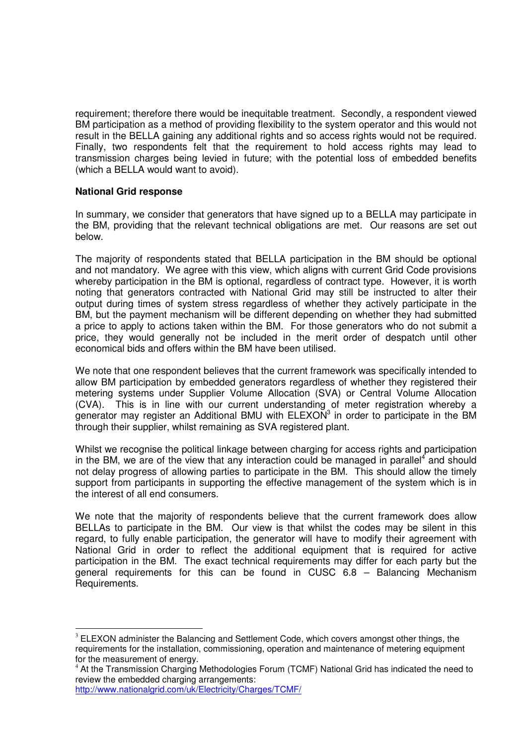requirement; therefore there would be inequitable treatment. Secondly, a respondent viewed BM participation as a method of providing flexibility to the system operator and this would not result in the BELLA gaining any additional rights and so access rights would not be required. Finally, two respondents felt that the requirement to hold access rights may lead to transmission charges being levied in future; with the potential loss of embedded benefits (which a BELLA would want to avoid).

**National Grid response**

In summary, we consider that generators that have signed up to a BELLA may participate in the BM, providing that the relevant technical obligations are met. Our reasons are set out below.

The majority of respondents stated that BELLA participation in the BM should be optional and not mandatory. We agree with this view, which aligns with current Grid Code provisions whereby participation in the BM is optional, regardless of contract type. However, it is worth noting that generators contracted with National Grid may still be instructed to alter their output during times of system stress regardless of whether they actively participate in the BM, but the payment mechanism will be different depending on whether they had submitted a price to apply to actions taken within the BM. For those generators who do not submit a price, they would generally not be included in the merit order of despatch until other economical bids and offers within the BM have been utilised.

We note that one respondent believes that the current framework was specifically intended to allow BM participation by embedded generators regardless of whether they registered their metering systems under Supplier Volume Allocation (SVA) or Central Volume Allocation (CVA). This is in line with our current understanding of meter registration whereby a generator may register an Additional BMU with ELEXON[3] in order to participate in the BM through their supplier, whilst remaining as SVA registered plant.

Whilst we recognise the political linkage between charging for access rights and participation in the BM, we are of the view that any interaction could be managed in parallel[4] and should not delay progress of allowing parties to participate in the BM. This should allow the timely support from participants in supporting the effective management of the system which is in the interest of all end consumers.

We note that the majority of respondents believe that the current framework does allow BELLAs to participate in the BM. Our view is that whilst the codes may be silent in this regard, to fully enable participation, the generator will have to modify their agreement with National Grid in order to reflect the additional equipment that is required for active participation in the BM. The exact technical requirements may differ for each party but the general requirements for this can be found in CUSC 6.8 – Balancing Mechanism Requirements.

---

[3] ELEXON administer the Balancing and Settlement Code, which covers amongst other things, the requirements for the installation, commissioning, operation and maintenance of metering equipment for the measurement of energy.

[4] At the Transmission Charging Methodologies Forum (TCMF) National Grid has indicated the need to review the embedded charging arrangements: http://www.nationalgrid.com/uk/Electricity/Charges/TCMF/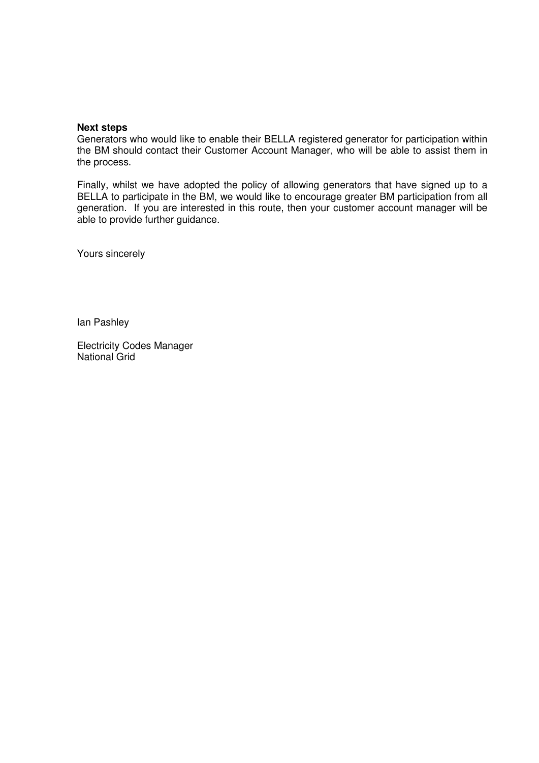**Next steps**

Generators who would like to enable their BELLA registered generator for participation within the BM should contact their Customer Account Manager, who will be able to assist them in the process.

Finally, whilst we have adopted the policy of allowing generators that have signed up to a BELLA to participate in the BM, we would like to encourage greater BM participation from all generation. If you are interested in this route, then your customer account manager will be able to provide further guidance.

Yours sincerely

Ian Pashley

Electricity Codes Manager
National Grid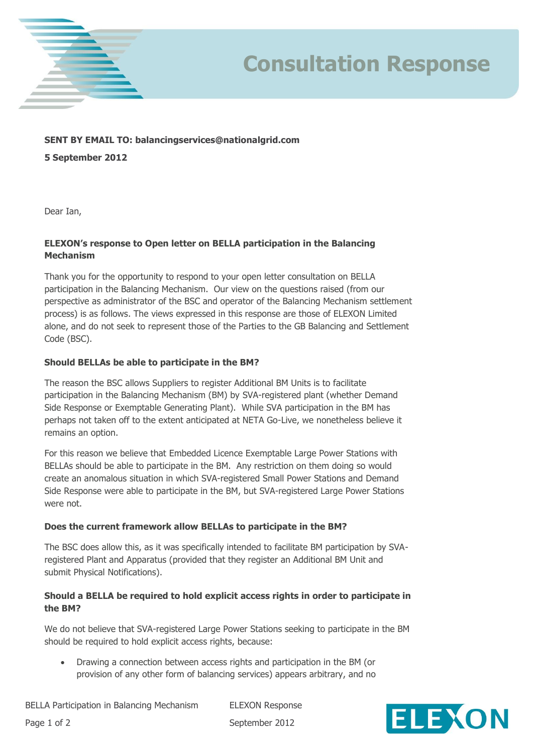# Consultation Response

**SENT BY EMAIL TO: balancingservices@nationalgrid.com**

**5 September 2012**

Dear Ian,

**ELEXON's response to Open letter on BELLA participation in the Balancing Mechanism**

Thank you for the opportunity to respond to your open letter consultation on BELLA participation in the Balancing Mechanism. Our view on the questions raised (from our perspective as administrator of the BSC and operator of the Balancing Mechanism settlement process) is as follows. The views expressed in this response are those of ELEXON Limited alone, and do not seek to represent those of the Parties to the GB Balancing and Settlement Code (BSC).

**Should BELLAs be able to participate in the BM?**

The reason the BSC allows Suppliers to register Additional BM Units is to facilitate participation in the Balancing Mechanism (BM) by SVA-registered plant (whether Demand Side Response or Exemptable Generating Plant). While SVA participation in the BM has perhaps not taken off to the extent anticipated at NETA Go-Live, we nonetheless believe it remains an option.

For this reason we believe that Embedded Licence Exemptable Large Power Stations with BELLAs should be able to participate in the BM. Any restriction on them doing so would create an anomalous situation in which SVA-registered Small Power Stations and Demand Side Response were able to participate in the BM, but SVA-registered Large Power Stations were not.

**Does the current framework allow BELLAs to participate in the BM?**

The BSC does allow this, as it was specifically intended to facilitate BM participation by SVA-registered Plant and Apparatus (provided that they register an Additional BM Unit and submit Physical Notifications).

**Should a BELLA be required to hold explicit access rights in order to participate in the BM?**

We do not believe that SVA-registered Large Power Stations seeking to participate in the BM should be required to hold explicit access rights, because:

- Drawing a connection between access rights and participation in the BM (or provision of any other form of balancing services) appears arbitrary, and no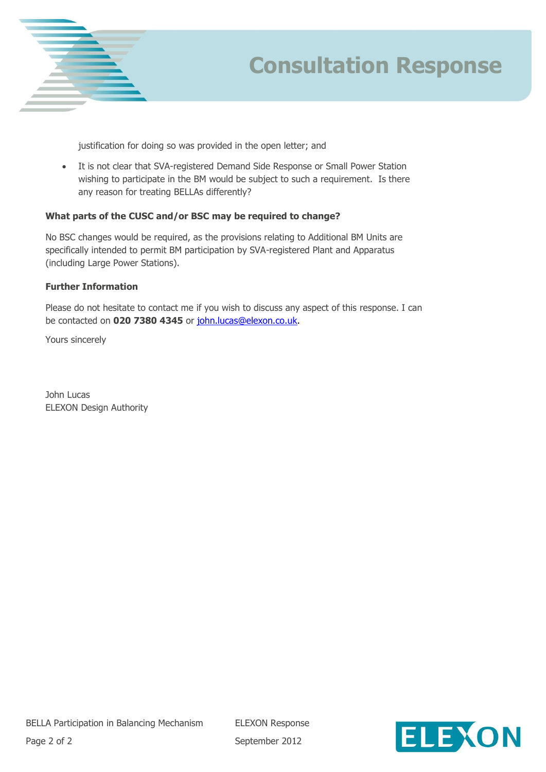justification for doing so was provided in the open letter; and

- It is not clear that SVA-registered Demand Side Response or Small Power Station wishing to participate in the BM would be subject to such a requirement. Is there any reason for treating BELLAs differently?

**What parts of the CUSC and/or BSC may be required to change?**

No BSC changes would be required, as the provisions relating to Additional BM Units are specifically intended to permit BM participation by SVA-registered Plant and Apparatus (including Large Power Stations).

**Further Information**

Please do not hesitate to contact me if you wish to discuss any aspect of this response. I can be contacted on **020 7380 4345** or john.lucas@elexon.co.uk.

Yours sincerely

John Lucas
ELEXON Design Authority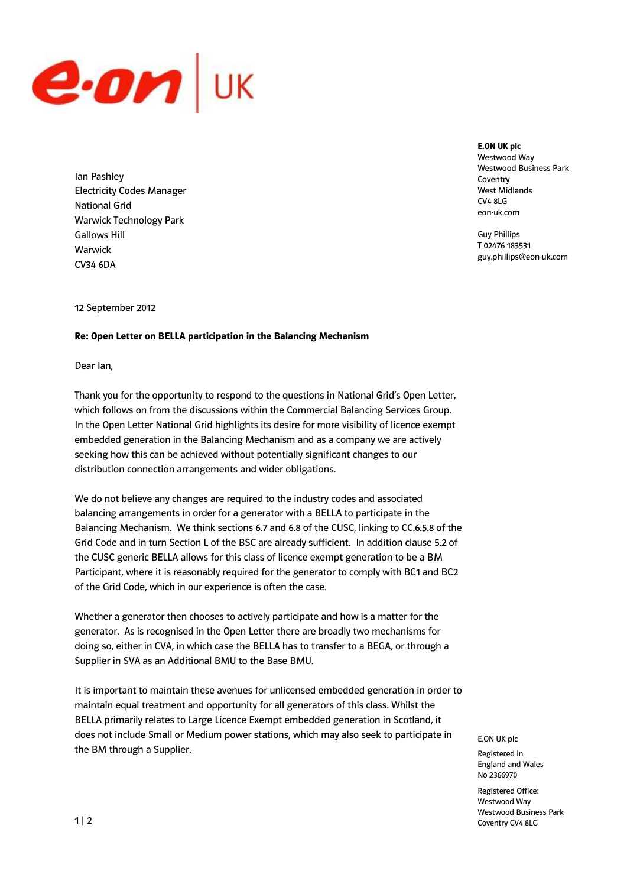E.ON UK

**E.ON UK plc**
Westwood Way
Westwood Business Park
Coventry
West Midlands
CV4 8LG
eon-uk.com

Guy Phillips
T 02476 183531
guy.phillips@eon-uk.com

Ian Pashley
Electricity Codes Manager
National Grid
Warwick Technology Park
Gallows Hill
Warwick
CV34 6DA

12 September 2012

**Re: Open Letter on BELLA participation in the Balancing Mechanism**

Dear Ian,

Thank you for the opportunity to respond to the questions in National Grid's Open Letter, which follows on from the discussions within the Commercial Balancing Services Group. In the Open Letter National Grid highlights its desire for more visibility of licence exempt embedded generation in the Balancing Mechanism and as a company we are actively seeking how this can be achieved without potentially significant changes to our distribution connection arrangements and wider obligations.

We do not believe any changes are required to the industry codes and associated balancing arrangements in order for a generator with a BELLA to participate in the Balancing Mechanism. We think sections 6.7 and 6.8 of the CUSC, linking to CC.6.5.8 of the Grid Code and in turn Section L of the BSC are already sufficient. In addition clause 5.2 of the CUSC generic BELLA allows for this class of licence exempt generation to be a BM Participant, where it is reasonably required for the generator to comply with BC1 and BC2 of the Grid Code, which in our experience is often the case.

Whether a generator then chooses to actively participate and how is a matter for the generator. As is recognised in the Open Letter there are broadly two mechanisms for doing so, either in CVA, in which case the BELLA has to transfer to a BEGA, or through a Supplier in SVA as an Additional BMU to the Base BMU.

It is important to maintain these avenues for unlicensed embedded generation in order to maintain equal treatment and opportunity for all generators of this class. Whilst the BELLA primarily relates to Large Licence Exempt embedded generation in Scotland, it does not include Small or Medium power stations, which may also seek to participate in the BM through a Supplier.

E.ON UK plc

Registered in England and Wales No 2366970

Registered Office: Westwood Way Westwood Business Park Coventry CV4 8LG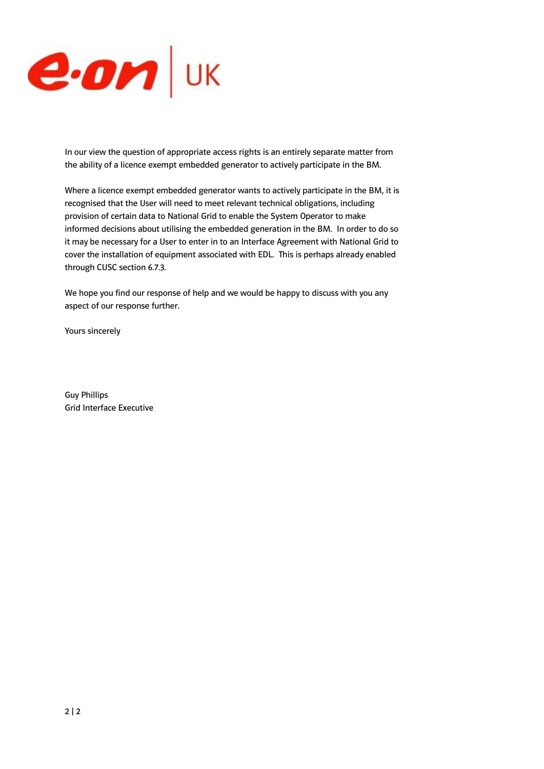In our view the question of appropriate access rights is an entirely separate matter from the ability of a licence exempt embedded generator to actively participate in the BM.

Where a licence exempt embedded generator wants to actively participate in the BM, it is recognised that the User will need to meet relevant technical obligations, including provision of certain data to National Grid to enable the System Operator to make informed decisions about utilising the embedded generation in the BM. In order to do so it may be necessary for a User to enter in to an Interface Agreement with National Grid to cover the installation of equipment associated with EDL. This is perhaps already enabled through CUSC section 6.7.3.

We hope you find our response of help and we would be happy to discuss with you any aspect of our response further.

Yours sincerely

Guy Phillips
Grid Interface Executive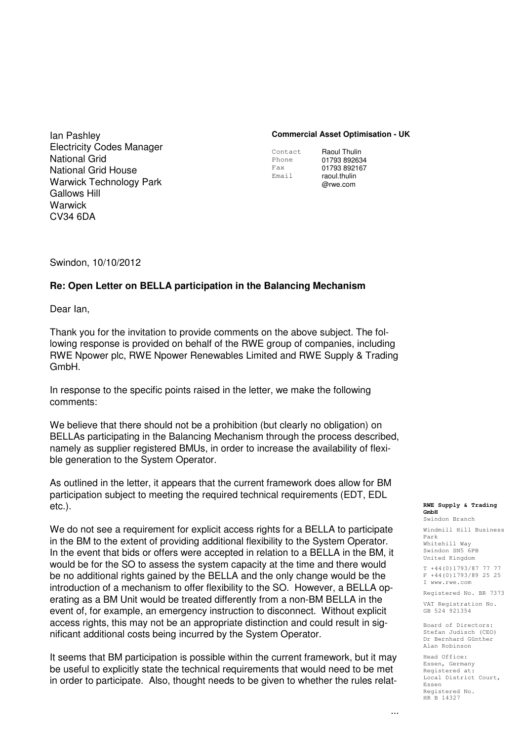Ian Pashley
Electricity Codes Manager
National Grid
National Grid House
Warwick Technology Park
Gallows Hill
Warwick
CV34 6DA

**Commercial Asset Optimisation - UK**

Contact Raoul Thulin
Phone 01793 892634
Fax 01793 892167
Email raoul.thulin@rwe.com

Swindon, 10/10/2012

**Re: Open Letter on BELLA participation in the Balancing Mechanism**

Dear Ian,

Thank you for the invitation to provide comments on the above subject. The following response is provided on behalf of the RWE group of companies, including RWE Npower plc, RWE Npower Renewables Limited and RWE Supply & Trading GmbH.

In response to the specific points raised in the letter, we make the following comments:

We believe that there should not be a prohibition (but clearly no obligation) on BELLAs participating in the Balancing Mechanism through the process described, namely as supplier registered BMUs, in order to increase the availability of flexible generation to the System Operator.

As outlined in the letter, it appears that the current framework does allow for BM participation subject to meeting the required technical requirements (EDT, EDL etc.).

We do not see a requirement for explicit access rights for a BELLA to participate in the BM to the extent of providing additional flexibility to the System Operator. In the event that bids or offers were accepted in relation to a BELLA in the BM, it would be for the SO to assess the system capacity at the time and there would be no additional rights gained by the BELLA and the only change would be the introduction of a mechanism to offer flexibility to the SO. However, a BELLA operating as a BM Unit would be treated differently from a non-BM BELLA in the event of, for example, an emergency instruction to disconnect. Without explicit access rights, this may not be an appropriate distinction and could result in significant additional costs being incurred by the System Operator.

It seems that BM participation is possible within the current framework, but it may be useful to explicitly state the technical requirements that would need to be met in order to participate. Also, thought needs to be given to whether the rules relat-

...

**RWE Supply & Trading GmbH**
Swindon Branch

Windmill Hill Business Park
Whitehill Way
Swindon SN5 6PB
United Kingdom

T +44(0)1793/87 77 77
F +44(0)1793/89 25 25
I www.rwe.com

Registered No. BR 7373

VAT Registration No. GB 524 921354

Board of Directors:
Stefan Judisch (CEO)
Dr Bernhard Günther
Alan Robinson

Head Office:
Essen, Germany
Registered at:
Local District Court, Essen
Registered No.
HR B 14327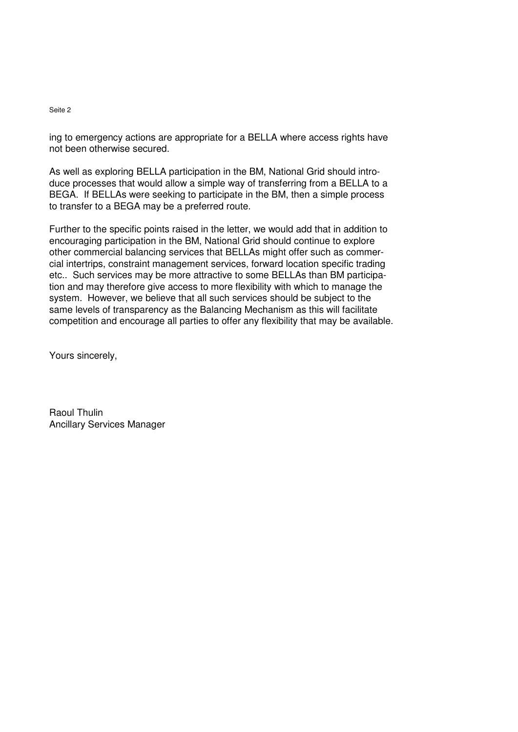ing to emergency actions are appropriate for a BELLA where access rights have not been otherwise secured.

As well as exploring BELLA participation in the BM, National Grid should introduce processes that would allow a simple way of transferring from a BELLA to a BEGA. If BELLAs were seeking to participate in the BM, then a simple process to transfer to a BEGA may be a preferred route.

Further to the specific points raised in the letter, we would add that in addition to encouraging participation in the BM, National Grid should continue to explore other commercial balancing services that BELLAs might offer such as commercial intertrips, constraint management services, forward location specific trading etc.. Such services may be more attractive to some BELLAs than BM participation and may therefore give access to more flexibility with which to manage the system. However, we believe that all such services should be subject to the same levels of transparency as the Balancing Mechanism as this will facilitate competition and encourage all parties to offer any flexibility that may be available.

Yours sincerely,

Raoul Thulin
Ancillary Services Manager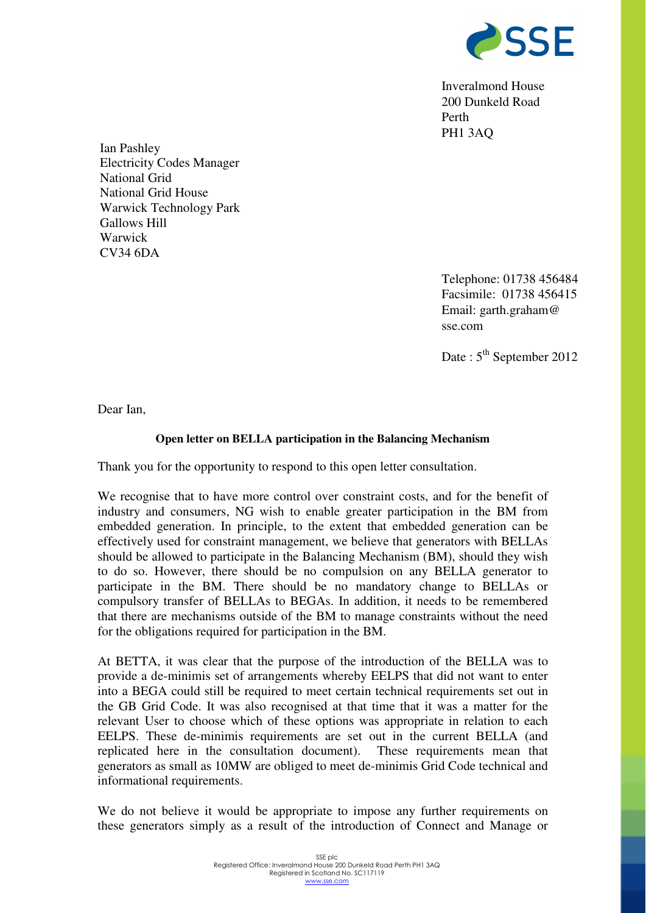Inveralmond House
200 Dunkeld Road
Perth
PH1 3AQ

Ian Pashley
Electricity Codes Manager
National Grid
National Grid House
Warwick Technology Park
Gallows Hill
Warwick
CV34 6DA

Telephone: 01738 456484
Facsimile: 01738 456415
Email: garth.graham@sse.com

Date : 5th September 2012

Dear Ian,

**Open letter on BELLA participation in the Balancing Mechanism**

Thank you for the opportunity to respond to this open letter consultation.

We recognise that to have more control over constraint costs, and for the benefit of industry and consumers, NG wish to enable greater participation in the BM from embedded generation. In principle, to the extent that embedded generation can be effectively used for constraint management, we believe that generators with BELLAs should be allowed to participate in the Balancing Mechanism (BM), should they wish to do so. However, there should be no compulsion on any BELLA generator to participate in the BM. There should be no mandatory change to BELLAs or compulsory transfer of BELLAs to BEGAs. In addition, it needs to be remembered that there are mechanisms outside of the BM to manage constraints without the need for the obligations required for participation in the BM.

At BETTA, it was clear that the purpose of the introduction of the BELLA was to provide a de-minimis set of arrangements whereby EELPS that did not want to enter into a BEGA could still be required to meet certain technical requirements set out in the GB Grid Code. It was also recognised at that time that it was a matter for the relevant User to choose which of these options was appropriate in relation to each EELPS. These de-minimis requirements are set out in the current BELLA (and replicated here in the consultation document). These requirements mean that generators as small as 10MW are obliged to meet de-minimis Grid Code technical and informational requirements.

We do not believe it would be appropriate to impose any further requirements on these generators simply as a result of the introduction of Connect and Manage or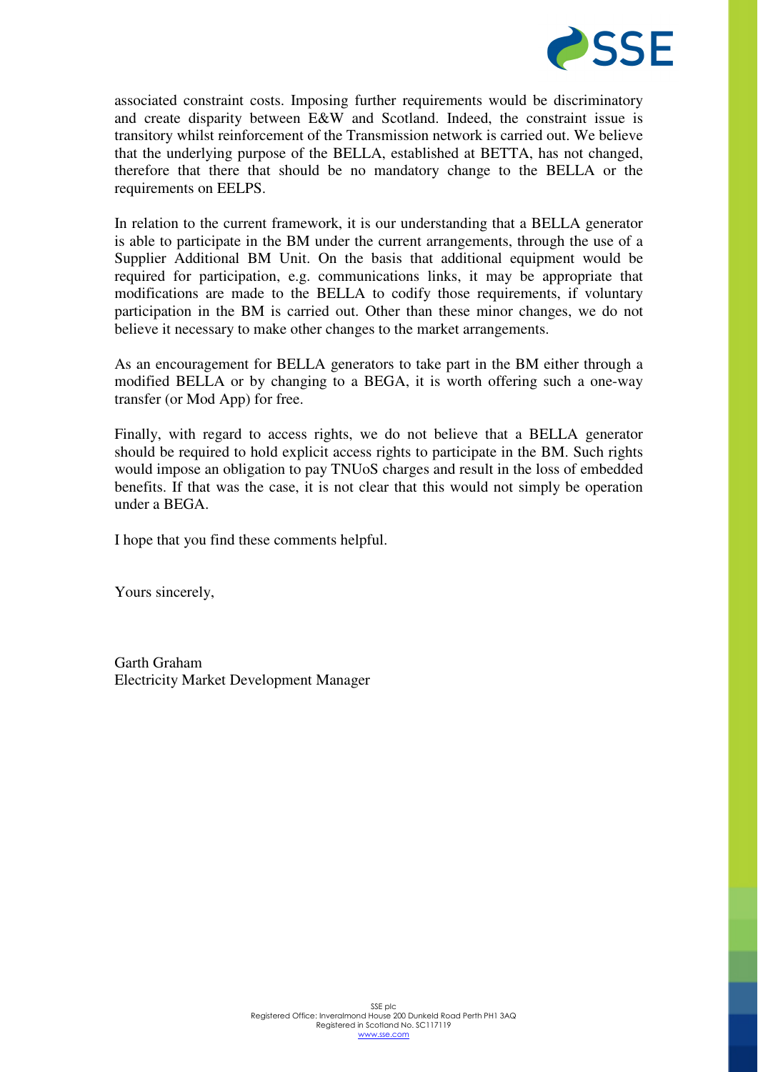associated constraint costs. Imposing further requirements would be discriminatory and create disparity between E&W and Scotland. Indeed, the constraint issue is transitory whilst reinforcement of the Transmission network is carried out. We believe that the underlying purpose of the BELLA, established at BETTA, has not changed, therefore that there that should be no mandatory change to the BELLA or the requirements on EELPS.

In relation to the current framework, it is our understanding that a BELLA generator is able to participate in the BM under the current arrangements, through the use of a Supplier Additional BM Unit. On the basis that additional equipment would be required for participation, e.g. communications links, it may be appropriate that modifications are made to the BELLA to codify those requirements, if voluntary participation in the BM is carried out. Other than these minor changes, we do not believe it necessary to make other changes to the market arrangements.

As an encouragement for BELLA generators to take part in the BM either through a modified BELLA or by changing to a BEGA, it is worth offering such a one-way transfer (or Mod App) for free.

Finally, with regard to access rights, we do not believe that a BELLA generator should be required to hold explicit access rights to participate in the BM. Such rights would impose an obligation to pay TNUoS charges and result in the loss of embedded benefits. If that was the case, it is not clear that this would not simply be operation under a BEGA.

I hope that you find these comments helpful.

Yours sincerely,

Garth Graham
Electricity Market Development Manager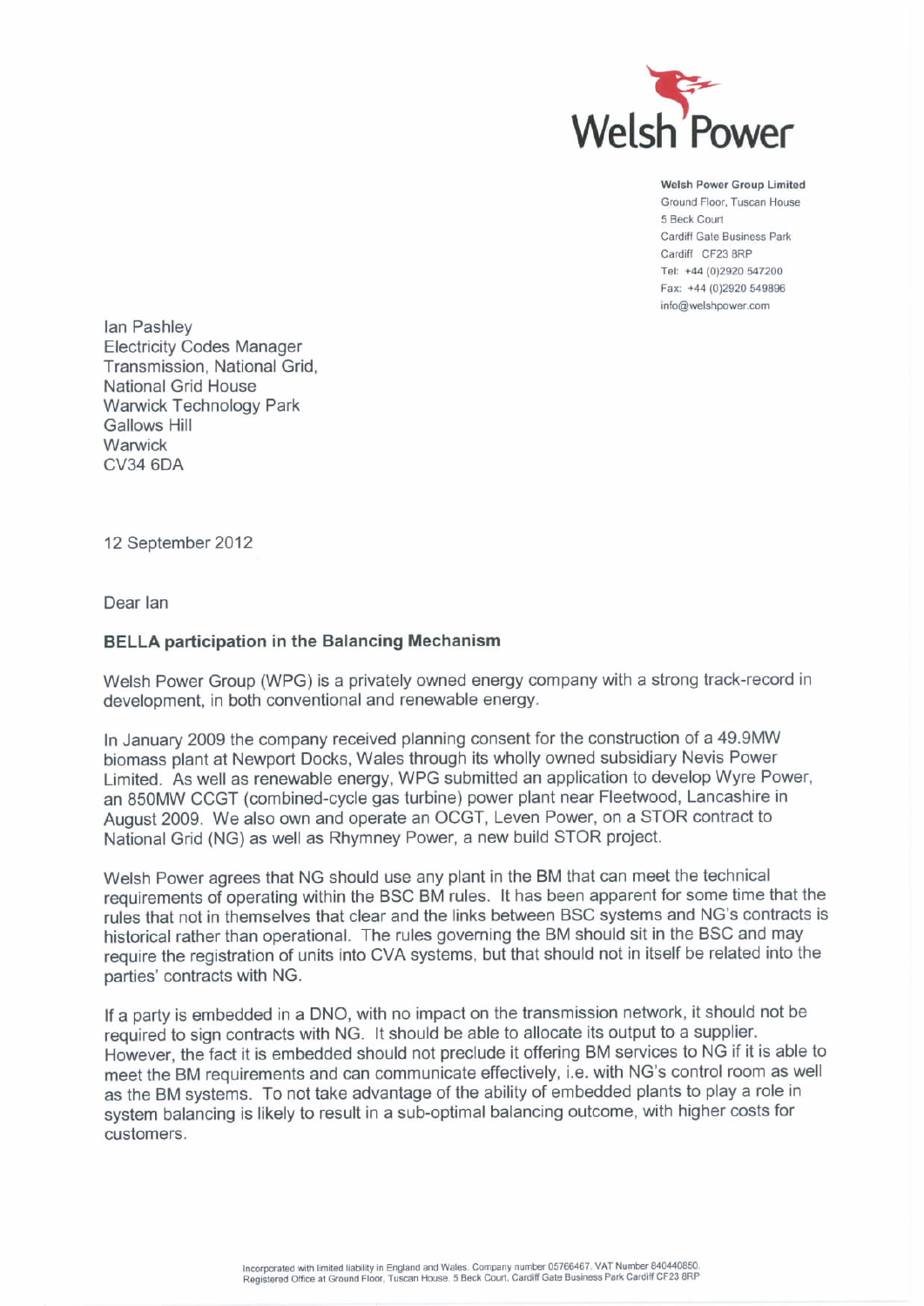**Welsh Power Group Limited**
Ground Floor, Tuscan House
5 Beck Court
Cardiff Gate Business Park
Cardiff CF23 8RP
Tel: +44 (0)2920 547200
Fax: +44 (0)2920 549896
info@welshpower.com

Ian Pashley
Electricity Codes Manager
Transmission, National Grid,
National Grid House
Warwick Technology Park
Gallows Hill
Warwick
CV34 6DA

12 September 2012

Dear Ian

**BELLA participation in the Balancing Mechanism**

Welsh Power Group (WPG) is a privately owned energy company with a strong track-record in development, in both conventional and renewable energy.

In January 2009 the company received planning consent for the construction of a 49.9MW biomass plant at Newport Docks, Wales through its wholly owned subsidiary Nevis Power Limited. As well as renewable energy, WPG submitted an application to develop Wyre Power, an 850MW CCGT (combined-cycle gas turbine) power plant near Fleetwood, Lancashire in August 2009. We also own and operate an OCGT, Leven Power, on a STOR contract to National Grid (NG) as well as Rhymney Power, a new build STOR project.

Welsh Power agrees that NG should use any plant in the BM that can meet the technical requirements of operating within the BSC BM rules. It has been apparent for some time that the rules that not in themselves that clear and the links between BSC systems and NG's contracts is historical rather than operational. The rules governing the BM should sit in the BSC and may require the registration of units into CVA systems, but that should not in itself be related into the parties' contracts with NG.

If a party is embedded in a DNO, with no impact on the transmission network, it should not be required to sign contracts with NG. It should be able to allocate its output to a supplier. However, the fact it is embedded should not preclude it offering BM services to NG if it is able to meet the BM requirements and can communicate effectively, i.e. with NG's control room as well as the BM systems. To not take advantage of the ability of embedded plants to play a role in system balancing is likely to result in a sub-optimal balancing outcome, with higher costs for customers.

Incorporated with limited liability in England and Wales. Company number 05766467. VAT Number 840440850.
Registered Office at Ground Floor, Tuscan House, 5 Beck Court, Cardiff Gate Business Park Cardiff CF23 8RP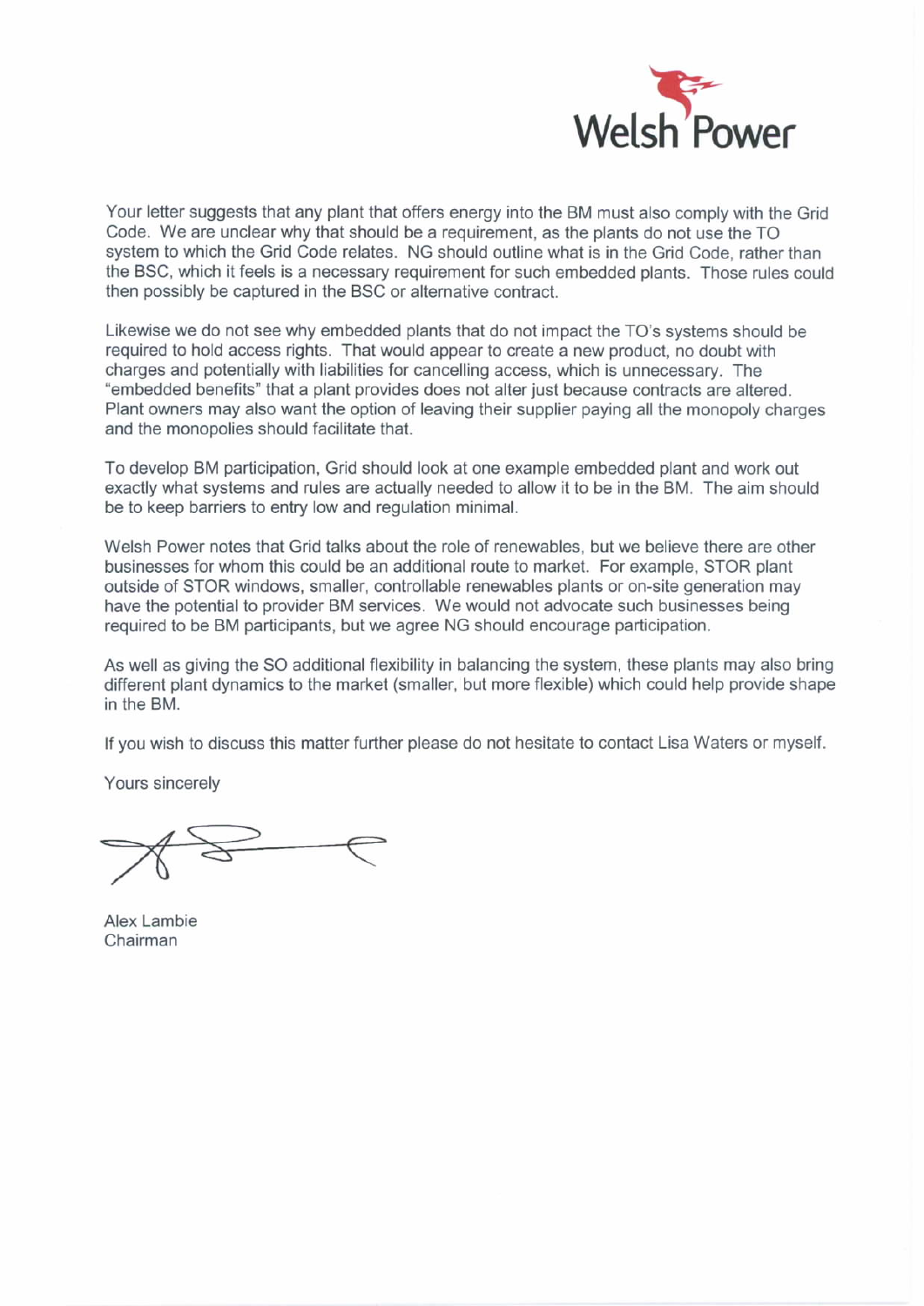Welsh Power

Your letter suggests that any plant that offers energy into the BM must also comply with the Grid Code. We are unclear why that should be a requirement, as the plants do not use the TO system to which the Grid Code relates. NG should outline what is in the Grid Code, rather than the BSC, which it feels is a necessary requirement for such embedded plants. Those rules could then possibly be captured in the BSC or alternative contract.

Likewise we do not see why embedded plants that do not impact the TO's systems should be required to hold access rights. That would appear to create a new product, no doubt with charges and potentially with liabilities for cancelling access, which is unnecessary. The "embedded benefits" that a plant provides does not alter just because contracts are altered. Plant owners may also want the option of leaving their supplier paying all the monopoly charges and the monopolies should facilitate that.

To develop BM participation, Grid should look at one example embedded plant and work out exactly what systems and rules are actually needed to allow it to be in the BM. The aim should be to keep barriers to entry low and regulation minimal.

Welsh Power notes that Grid talks about the role of renewables, but we believe there are other businesses for whom this could be an additional route to market. For example, STOR plant outside of STOR windows, smaller, controllable renewables plants or on-site generation may have the potential to provider BM services. We would not advocate such businesses being required to be BM participants, but we agree NG should encourage participation.

As well as giving the SO additional flexibility in balancing the system, these plants may also bring different plant dynamics to the market (smaller, but more flexible) which could help provide shape in the BM.

If you wish to discuss this matter further please do not hesitate to contact Lisa Waters or myself.

Yours sincerely

Alex Lambie
Chairman